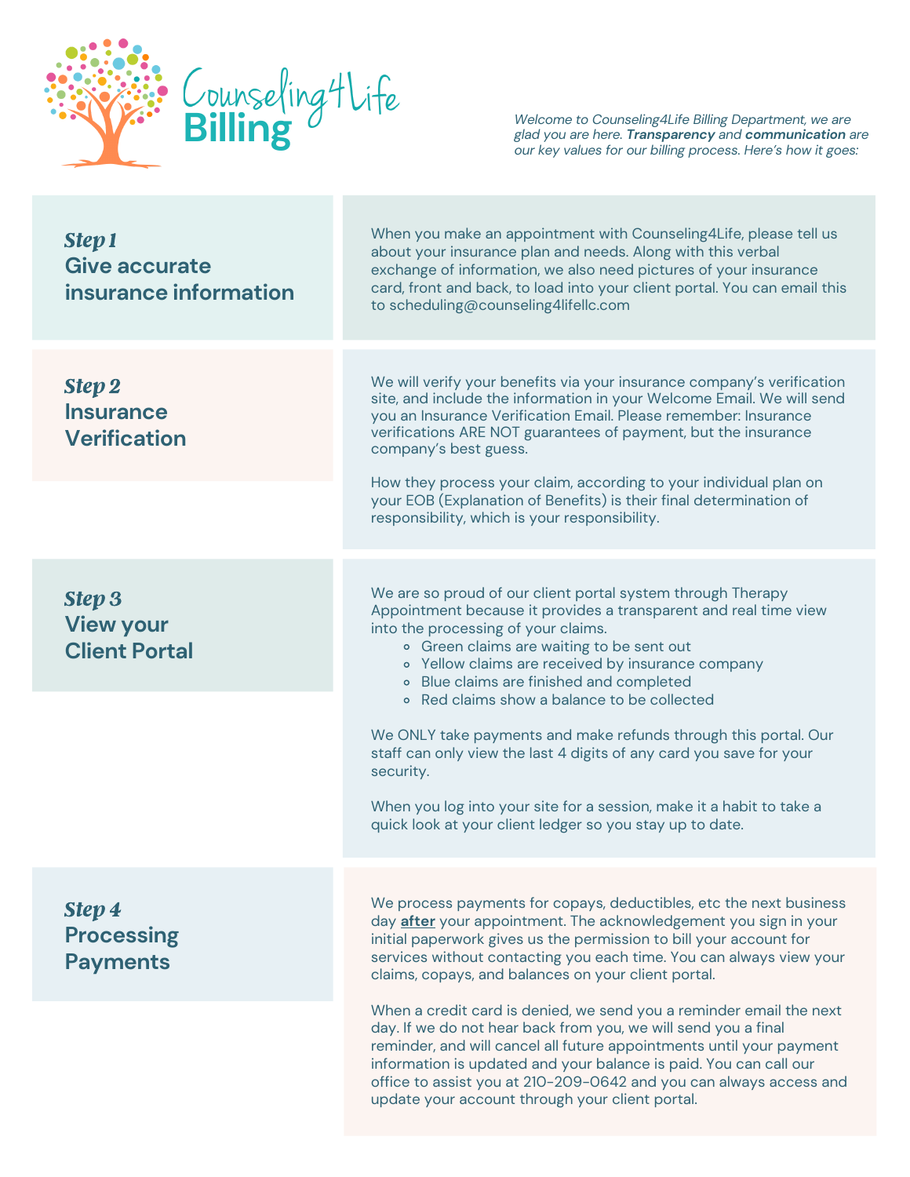# Counseling4Life Billing

*Welcome to Counseling4Life Billing Department, we are glad you are here.* ***Transparency*** *and* ***communication*** *are our key values for our billing process. Here's how it goes:*

## *Step 1* Give accurate insurance information

When you make an appointment with Counseling4Life, please tell us about your insurance plan and needs. Along with this verbal exchange of information, we also need pictures of your insurance card, front and back, to load into your client portal. You can email this to scheduling@counseling4lifellc.com

## *Step 2* Insurance Verification

We will verify your benefits via your insurance company's verification site, and include the information in your Welcome Email. We will send you an Insurance Verification Email. Please remember: Insurance verifications ARE NOT guarantees of payment, but the insurance company's best guess.

How they process your claim, according to your individual plan on your EOB (Explanation of Benefits) is their final determination of responsibility, which is your responsibility.

## *Step 3* View your Client Portal

We are so proud of our client portal system through Therapy Appointment because it provides a transparent and real time view into the processing of your claims.

- Green claims are waiting to be sent out
- Yellow claims are received by insurance company
- Blue claims are finished and completed
- Red claims show a balance to be collected

We ONLY take payments and make refunds through this portal. Our staff can only view the last 4 digits of any card you save for your security.

When you log into your site for a session, make it a habit to take a quick look at your client ledger so you stay up to date.

## *Step 4* Processing Payments

We process payments for copays, deductibles, etc the next business day **after** your appointment. The acknowledgement you sign in your initial paperwork gives us the permission to bill your account for services without contacting you each time. You can always view your claims, copays, and balances on your client portal.

When a credit card is denied, we send you a reminder email the next day. If we do not hear back from you, we will send you a final reminder, and will cancel all future appointments until your payment information is updated and your balance is paid. You can call our office to assist you at 210-209-0642 and you can always access and update your account through your client portal.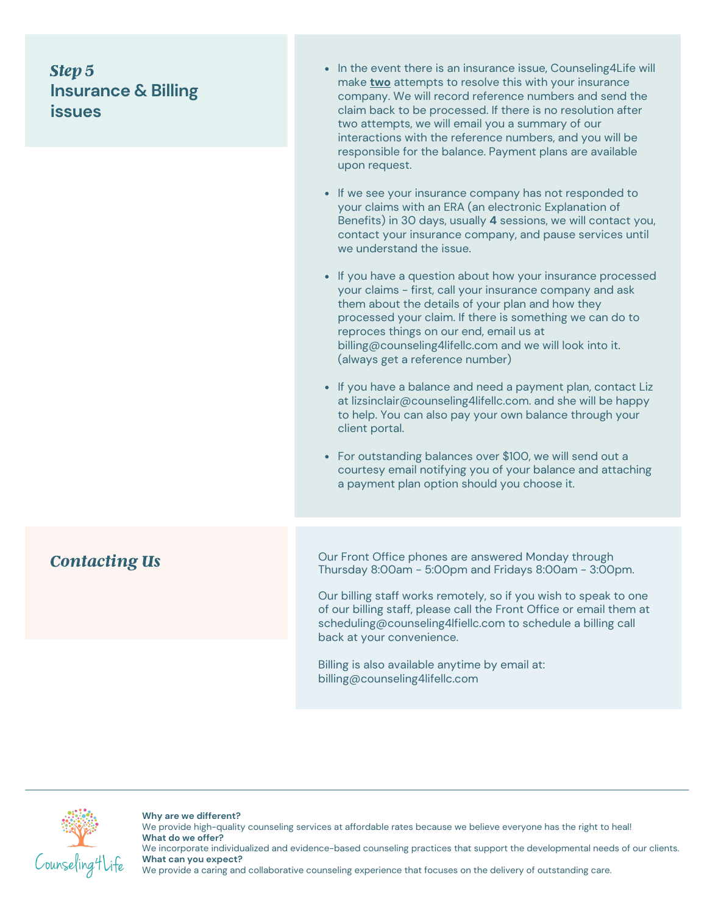## *Step 5*
## Insurance & Billing issues

- In the event there is an insurance issue, Counseling4Life will make **two** attempts to resolve this with your insurance company. We will record reference numbers and send the claim back to be processed. If there is no resolution after two attempts, we will email you a summary of our interactions with the reference numbers, and you will be responsible for the balance. Payment plans are available upon request.
- If we see your insurance company has not responded to your claims with an ERA (an electronic Explanation of Benefits) in 30 days, usually **4** sessions, we will contact you, contact your insurance company, and pause services until we understand the issue.
- If you have a question about how your insurance processed your claims - first, call your insurance company and ask them about the details of your plan and how they processed your claim. If there is something we can do to reproces things on our end, email us at billing@counseling4lifellc.com and we will look into it. (always get a reference number)
- If you have a balance and need a payment plan, contact Liz at lizsinclair@counseling4lifellc.com. and she will be happy to help. You can also pay your own balance through your client portal.
- For outstanding balances over $100, we will send out a courtesy email notifying you of your balance and attaching a payment plan option should you choose it.

## *Contacting Us*

Our Front Office phones are answered Monday through Thursday 8:00am - 5:00pm and Fridays 8:00am - 3:00pm.

Our billing staff works remotely, so if you wish to speak to one of our billing staff, please call the Front Office or email them at scheduling@counseling4lfiellc.com to schedule a billing call back at your convenience.

Billing is also available anytime by email at: billing@counseling4lifellc.com

Counseling4Life

**Why are we different?**
We provide high-quality counseling services at affordable rates because we believe everyone has the right to heal!
**What do we offer?**
We incorporate individualized and evidence-based counseling practices that support the developmental needs of our clients.
**What can you expect?**
We provide a caring and collaborative counseling experience that focuses on the delivery of outstanding care.